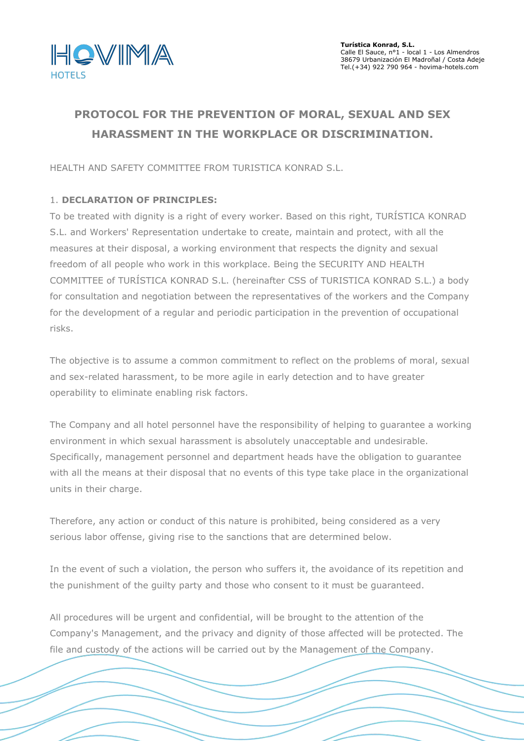Turística Konrad, S.L.
Calle El Sauce, nº1 - local 1 - Los Almendros
38679 Urbanización El Madroñal / Costa Adeje
Tel.(+34) 922 790 964 - hovima-hotels.com

# PROTOCOL FOR THE PREVENTION OF MORAL, SEXUAL AND SEX HARASSMENT IN THE WORKPLACE OR DISCRIMINATION.

HEALTH AND SAFETY COMMITTEE FROM TURISTICA KONRAD S.L.

1. **DECLARATION OF PRINCIPLES:**

To be treated with dignity is a right of every worker. Based on this right, TURÍSTICA KONRAD S.L. and Workers' Representation undertake to create, maintain and protect, with all the measures at their disposal, a working environment that respects the dignity and sexual freedom of all people who work in this workplace. Being the SECURITY AND HEALTH COMMITTEE of TURÍSTICA KONRAD S.L. (hereinafter CSS of TURISTICA KONRAD S.L.) a body for consultation and negotiation between the representatives of the workers and the Company for the development of a regular and periodic participation in the prevention of occupational risks.

The objective is to assume a common commitment to reflect on the problems of moral, sexual and sex-related harassment, to be more agile in early detection and to have greater operability to eliminate enabling risk factors.

The Company and all hotel personnel have the responsibility of helping to guarantee a working environment in which sexual harassment is absolutely unacceptable and undesirable. Specifically, management personnel and department heads have the obligation to guarantee with all the means at their disposal that no events of this type take place in the organizational units in their charge.

Therefore, any action or conduct of this nature is prohibited, being considered as a very serious labor offense, giving rise to the sanctions that are determined below.

In the event of such a violation, the person who suffers it, the avoidance of its repetition and the punishment of the guilty party and those who consent to it must be guaranteed.

All procedures will be urgent and confidential, will be brought to the attention of the Company's Management, and the privacy and dignity of those affected will be protected. The file and custody of the actions will be carried out by the Management of the Company.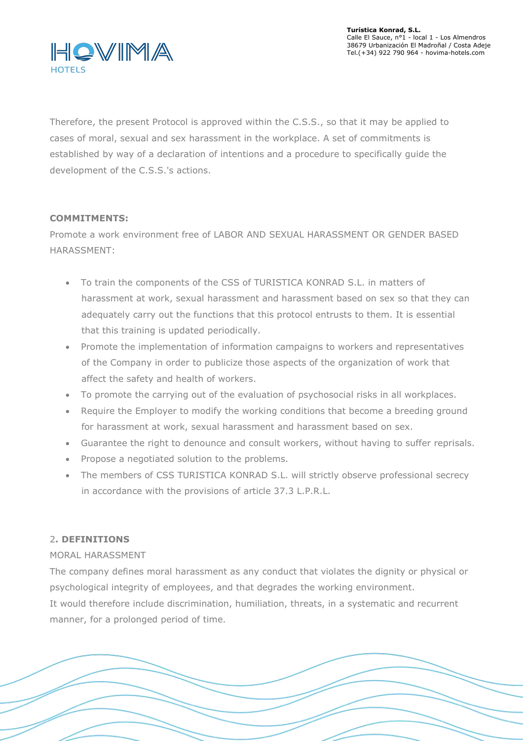Therefore, the present Protocol is approved within the C.S.S., so that it may be applied to cases of moral, sexual and sex harassment in the workplace. A set of commitments is established by way of a declaration of intentions and a procedure to specifically guide the development of the C.S.S.'s actions.

**COMMITMENTS:**

Promote a work environment free of LABOR AND SEXUAL HARASSMENT OR GENDER BASED HARASSMENT:

- To train the components of the CSS of TURISTICA KONRAD S.L. in matters of harassment at work, sexual harassment and harassment based on sex so that they can adequately carry out the functions that this protocol entrusts to them. It is essential that this training is updated periodically.
- Promote the implementation of information campaigns to workers and representatives of the Company in order to publicize those aspects of the organization of work that affect the safety and health of workers.
- To promote the carrying out of the evaluation of psychosocial risks in all workplaces.
- Require the Employer to modify the working conditions that become a breeding ground for harassment at work, sexual harassment and harassment based on sex.
- Guarantee the right to denounce and consult workers, without having to suffer reprisals.
- Propose a negotiated solution to the problems.
- The members of CSS TURISTICA KONRAD S.L. will strictly observe professional secrecy in accordance with the provisions of article 37.3 L.P.R.L.

## 2. DEFINITIONS

MORAL HARASSMENT

The company defines moral harassment as any conduct that violates the dignity or physical or psychological integrity of employees, and that degrades the working environment.
It would therefore include discrimination, humiliation, threats, in a systematic and recurrent manner, for a prolonged period of time.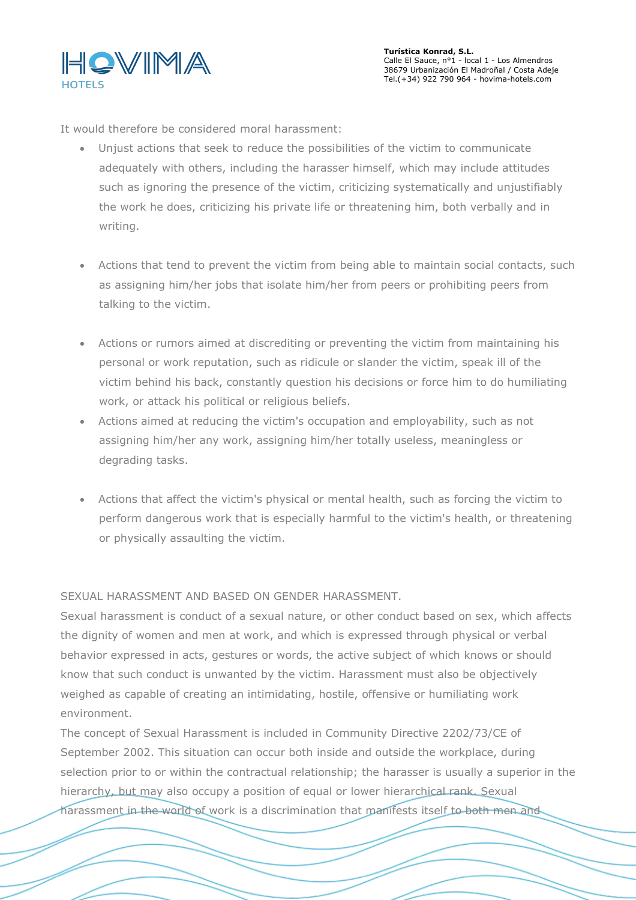It would therefore be considered moral harassment:

- Unjust actions that seek to reduce the possibilities of the victim to communicate adequately with others, including the harasser himself, which may include attitudes such as ignoring the presence of the victim, criticizing systematically and unjustifiably the work he does, criticizing his private life or threatening him, both verbally and in writing.

- Actions that tend to prevent the victim from being able to maintain social contacts, such as assigning him/her jobs that isolate him/her from peers or prohibiting peers from talking to the victim.

- Actions or rumors aimed at discrediting or preventing the victim from maintaining his personal or work reputation, such as ridicule or slander the victim, speak ill of the victim behind his back, constantly question his decisions or force him to do humiliating work, or attack his political or religious beliefs.
- Actions aimed at reducing the victim's occupation and employability, such as not assigning him/her any work, assigning him/her totally useless, meaningless or degrading tasks.

- Actions that affect the victim's physical or mental health, such as forcing the victim to perform dangerous work that is especially harmful to the victim's health, or threatening or physically assaulting the victim.

SEXUAL HARASSMENT AND BASED ON GENDER HARASSMENT.

Sexual harassment is conduct of a sexual nature, or other conduct based on sex, which affects the dignity of women and men at work, and which is expressed through physical or verbal behavior expressed in acts, gestures or words, the active subject of which knows or should know that such conduct is unwanted by the victim. Harassment must also be objectively weighed as capable of creating an intimidating, hostile, offensive or humiliating work environment.

The concept of Sexual Harassment is included in Community Directive 2202/73/CE of September 2002. This situation can occur both inside and outside the workplace, during selection prior to or within the contractual relationship; the harasser is usually a superior in the hierarchy, but may also occupy a position of equal or lower hierarchical rank. Sexual harassment in the world of work is a discrimination that manifests itself to both men and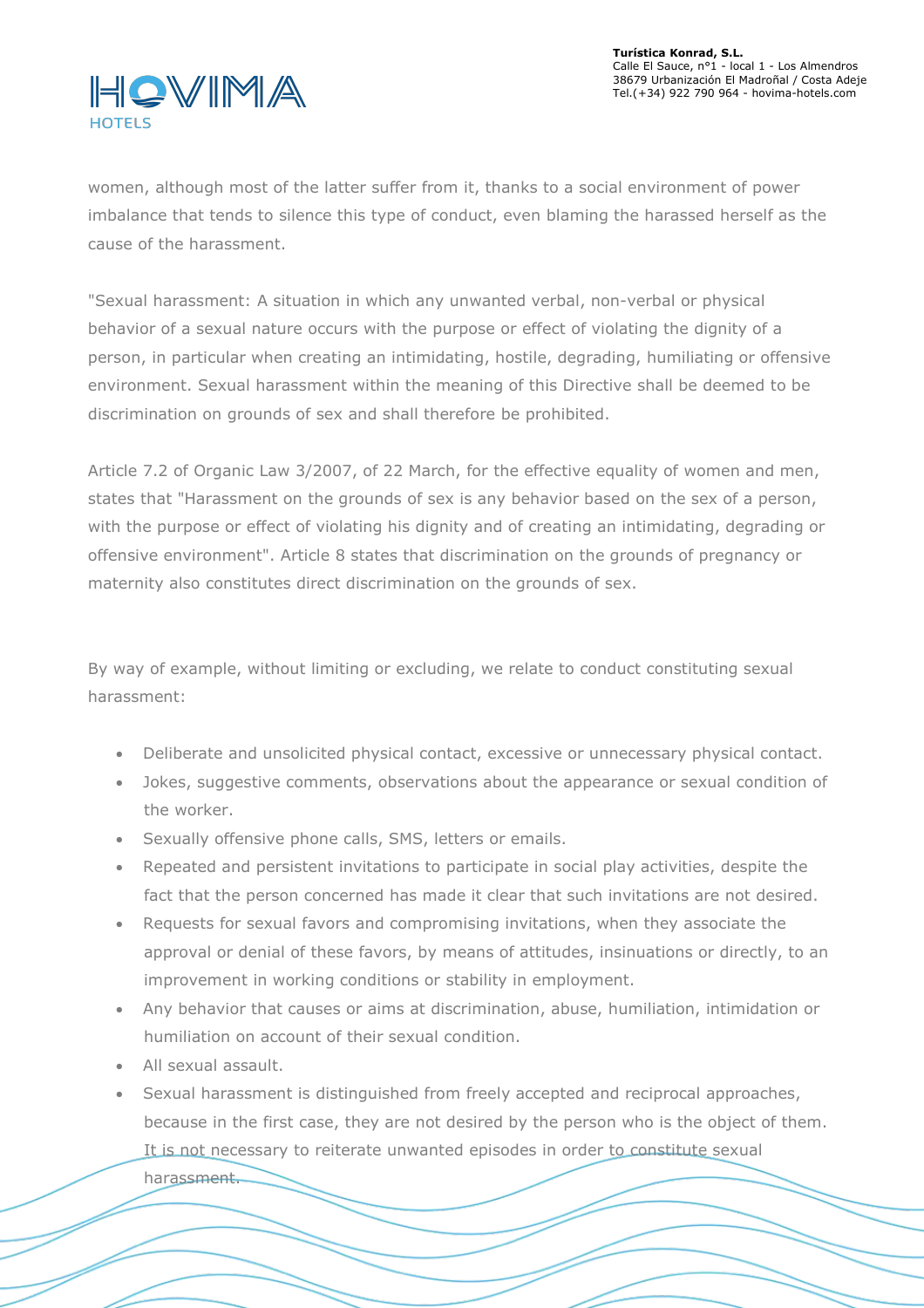women, although most of the latter suffer from it, thanks to a social environment of power imbalance that tends to silence this type of conduct, even blaming the harassed herself as the cause of the harassment.

"Sexual harassment: A situation in which any unwanted verbal, non-verbal or physical behavior of a sexual nature occurs with the purpose or effect of violating the dignity of a person, in particular when creating an intimidating, hostile, degrading, humiliating or offensive environment. Sexual harassment within the meaning of this Directive shall be deemed to be discrimination on grounds of sex and shall therefore be prohibited.

Article 7.2 of Organic Law 3/2007, of 22 March, for the effective equality of women and men, states that "Harassment on the grounds of sex is any behavior based on the sex of a person, with the purpose or effect of violating his dignity and of creating an intimidating, degrading or offensive environment". Article 8 states that discrimination on the grounds of pregnancy or maternity also constitutes direct discrimination on the grounds of sex.

By way of example, without limiting or excluding, we relate to conduct constituting sexual harassment:

- Deliberate and unsolicited physical contact, excessive or unnecessary physical contact.
- Jokes, suggestive comments, observations about the appearance or sexual condition of the worker.
- Sexually offensive phone calls, SMS, letters or emails.
- Repeated and persistent invitations to participate in social play activities, despite the fact that the person concerned has made it clear that such invitations are not desired.
- Requests for sexual favors and compromising invitations, when they associate the approval or denial of these favors, by means of attitudes, insinuations or directly, to an improvement in working conditions or stability in employment.
- Any behavior that causes or aims at discrimination, abuse, humiliation, intimidation or humiliation on account of their sexual condition.
- All sexual assault.
- Sexual harassment is distinguished from freely accepted and reciprocal approaches, because in the first case, they are not desired by the person who is the object of them. It is not necessary to reiterate unwanted episodes in order to constitute sexual harassment.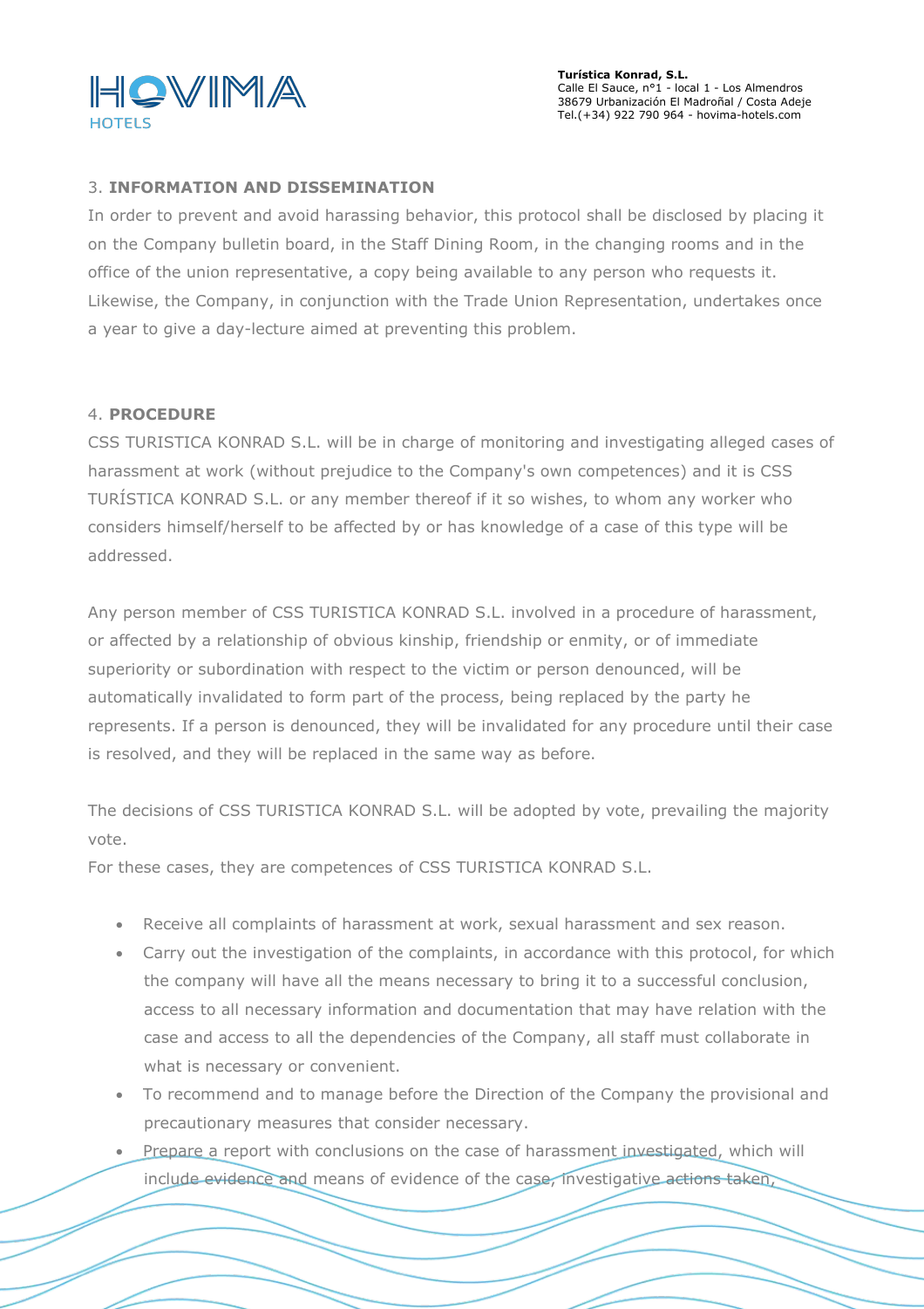## 3. **INFORMATION AND DISSEMINATION**

In order to prevent and avoid harassing behavior, this protocol shall be disclosed by placing it on the Company bulletin board, in the Staff Dining Room, in the changing rooms and in the office of the union representative, a copy being available to any person who requests it. Likewise, the Company, in conjunction with the Trade Union Representation, undertakes once a year to give a day-lecture aimed at preventing this problem.

## 4. **PROCEDURE**

CSS TURISTICA KONRAD S.L. will be in charge of monitoring and investigating alleged cases of harassment at work (without prejudice to the Company's own competences) and it is CSS TURÍSTICA KONRAD S.L. or any member thereof if it so wishes, to whom any worker who considers himself/herself to be affected by or has knowledge of a case of this type will be addressed.

Any person member of CSS TURISTICA KONRAD S.L. involved in a procedure of harassment, or affected by a relationship of obvious kinship, friendship or enmity, or of immediate superiority or subordination with respect to the victim or person denounced, will be automatically invalidated to form part of the process, being replaced by the party he represents. If a person is denounced, they will be invalidated for any procedure until their case is resolved, and they will be replaced in the same way as before.

The decisions of CSS TURISTICA KONRAD S.L. will be adopted by vote, prevailing the majority vote.

For these cases, they are competences of CSS TURISTICA KONRAD S.L.

- Receive all complaints of harassment at work, sexual harassment and sex reason.
- Carry out the investigation of the complaints, in accordance with this protocol, for which the company will have all the means necessary to bring it to a successful conclusion, access to all necessary information and documentation that may have relation with the case and access to all the dependencies of the Company, all staff must collaborate in what is necessary or convenient.
- To recommend and to manage before the Direction of the Company the provisional and precautionary measures that consider necessary.
- Prepare a report with conclusions on the case of harassment investigated, which will include evidence and means of evidence of the case, investigative actions taken,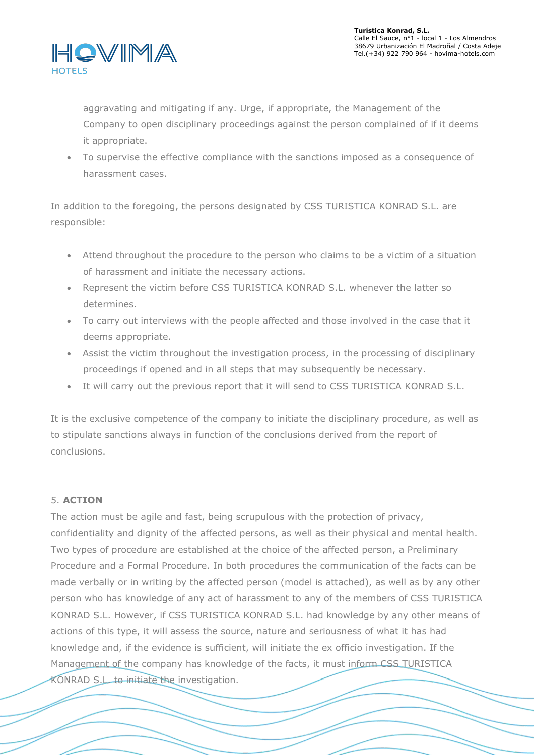aggravating and mitigating if any. Urge, if appropriate, the Management of the Company to open disciplinary proceedings against the person complained of if it deems it appropriate.

- To supervise the effective compliance with the sanctions imposed as a consequence of harassment cases.

In addition to the foregoing, the persons designated by CSS TURISTICA KONRAD S.L. are responsible:

- Attend throughout the procedure to the person who claims to be a victim of a situation of harassment and initiate the necessary actions.
- Represent the victim before CSS TURISTICA KONRAD S.L. whenever the latter so determines.
- To carry out interviews with the people affected and those involved in the case that it deems appropriate.
- Assist the victim throughout the investigation process, in the processing of disciplinary proceedings if opened and in all steps that may subsequently be necessary.
- It will carry out the previous report that it will send to CSS TURISTICA KONRAD S.L.

It is the exclusive competence of the company to initiate the disciplinary procedure, as well as to stipulate sanctions always in function of the conclusions derived from the report of conclusions.

## 5. **ACTION**

The action must be agile and fast, being scrupulous with the protection of privacy, confidentiality and dignity of the affected persons, as well as their physical and mental health. Two types of procedure are established at the choice of the affected person, a Preliminary Procedure and a Formal Procedure. In both procedures the communication of the facts can be made verbally or in writing by the affected person (model is attached), as well as by any other person who has knowledge of any act of harassment to any of the members of CSS TURISTICA KONRAD S.L. However, if CSS TURISTICA KONRAD S.L. had knowledge by any other means of actions of this type, it will assess the source, nature and seriousness of what it has had knowledge and, if the evidence is sufficient, will initiate the ex officio investigation. If the Management of the company has knowledge of the facts, it must inform CSS TURISTICA KONRAD S.L. to initiate the investigation.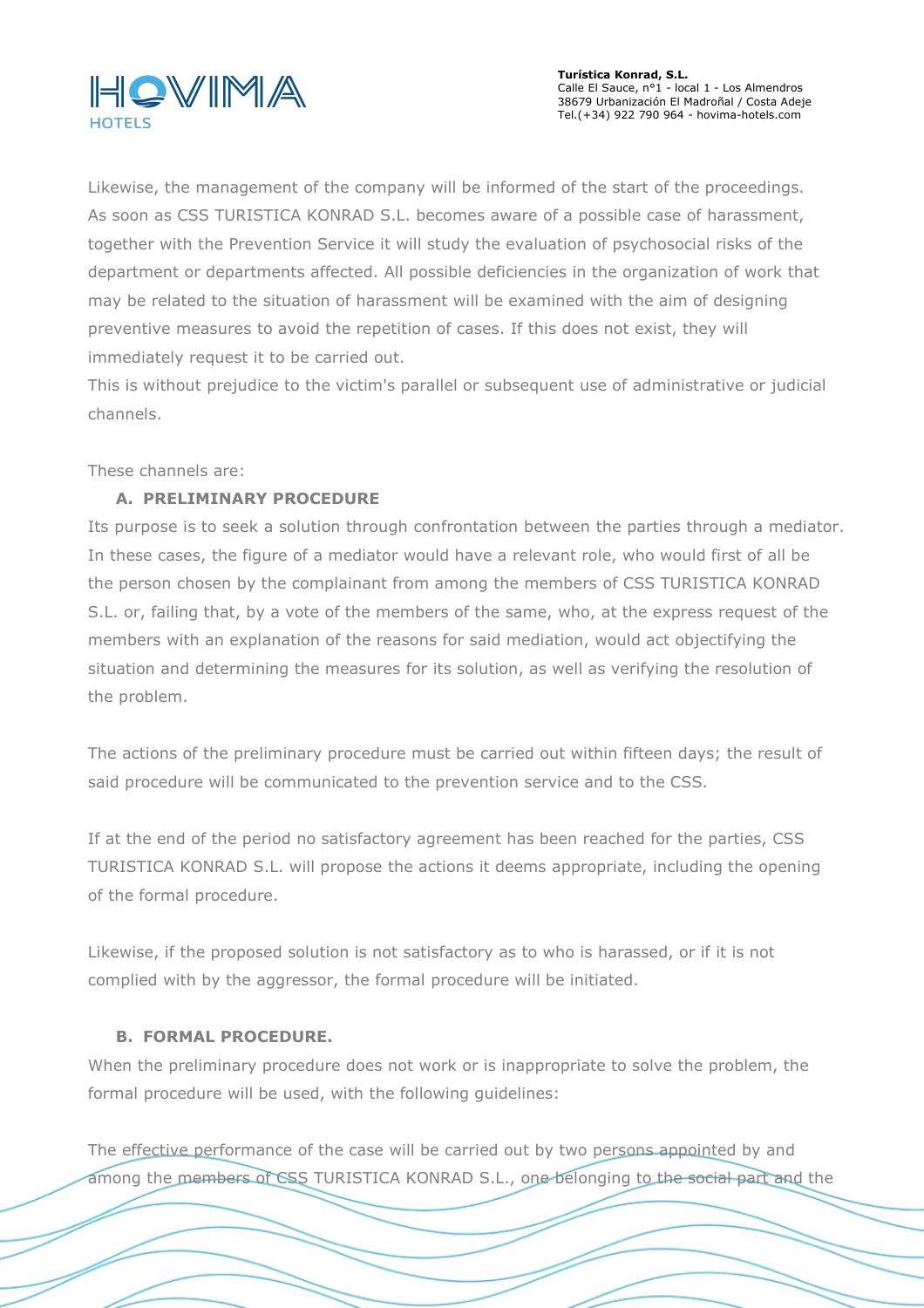Likewise, the management of the company will be informed of the start of the proceedings. As soon as CSS TURISTICA KONRAD S.L. becomes aware of a possible case of harassment, together with the Prevention Service it will study the evaluation of psychosocial risks of the department or departments affected. All possible deficiencies in the organization of work that may be related to the situation of harassment will be examined with the aim of designing preventive measures to avoid the repetition of cases. If this does not exist, they will immediately request it to be carried out.

This is without prejudice to the victim's parallel or subsequent use of administrative or judicial channels.

These channels are:

**A. PRELIMINARY PROCEDURE**

Its purpose is to seek a solution through confrontation between the parties through a mediator. In these cases, the figure of a mediator would have a relevant role, who would first of all be the person chosen by the complainant from among the members of CSS TURISTICA KONRAD S.L. or, failing that, by a vote of the members of the same, who, at the express request of the members with an explanation of the reasons for said mediation, would act objectifying the situation and determining the measures for its solution, as well as verifying the resolution of the problem.

The actions of the preliminary procedure must be carried out within fifteen days; the result of said procedure will be communicated to the prevention service and to the CSS.

If at the end of the period no satisfactory agreement has been reached for the parties, CSS TURISTICA KONRAD S.L. will propose the actions it deems appropriate, including the opening of the formal procedure.

Likewise, if the proposed solution is not satisfactory as to who is harassed, or if it is not complied with by the aggressor, the formal procedure will be initiated.

**B. FORMAL PROCEDURE.**

When the preliminary procedure does not work or is inappropriate to solve the problem, the formal procedure will be used, with the following guidelines:

The effective performance of the case will be carried out by two persons appointed by and among the members of CSS TURISTICA KONRAD S.L., one belonging to the social part and the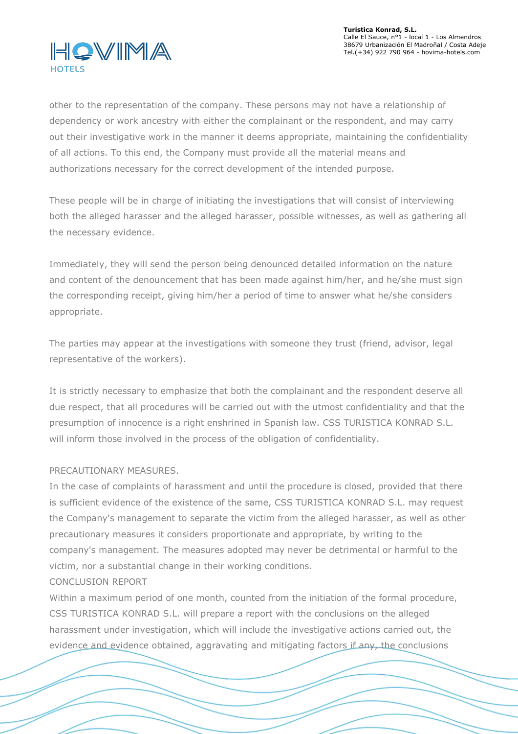other to the representation of the company. These persons may not have a relationship of dependency or work ancestry with either the complainant or the respondent, and may carry out their investigative work in the manner it deems appropriate, maintaining the confidentiality of all actions. To this end, the Company must provide all the material means and authorizations necessary for the correct development of the intended purpose.

These people will be in charge of initiating the investigations that will consist of interviewing both the alleged harasser and the alleged harasser, possible witnesses, as well as gathering all the necessary evidence.

Immediately, they will send the person being denounced detailed information on the nature and content of the denouncement that has been made against him/her, and he/she must sign the corresponding receipt, giving him/her a period of time to answer what he/she considers appropriate.

The parties may appear at the investigations with someone they trust (friend, advisor, legal representative of the workers).

It is strictly necessary to emphasize that both the complainant and the respondent deserve all due respect, that all procedures will be carried out with the utmost confidentiality and that the presumption of innocence is a right enshrined in Spanish law. CSS TURISTICA KONRAD S.L. will inform those involved in the process of the obligation of confidentiality.

PRECAUTIONARY MEASURES.

In the case of complaints of harassment and until the procedure is closed, provided that there is sufficient evidence of the existence of the same, CSS TURISTICA KONRAD S.L. may request the Company's management to separate the victim from the alleged harasser, as well as other precautionary measures it considers proportionate and appropriate, by writing to the company's management. The measures adopted may never be detrimental or harmful to the victim, nor a substantial change in their working conditions.

CONCLUSION REPORT

Within a maximum period of one month, counted from the initiation of the formal procedure, CSS TURISTICA KONRAD S.L. will prepare a report with the conclusions on the alleged harassment under investigation, which will include the investigative actions carried out, the evidence and evidence obtained, aggravating and mitigating factors if any, the conclusions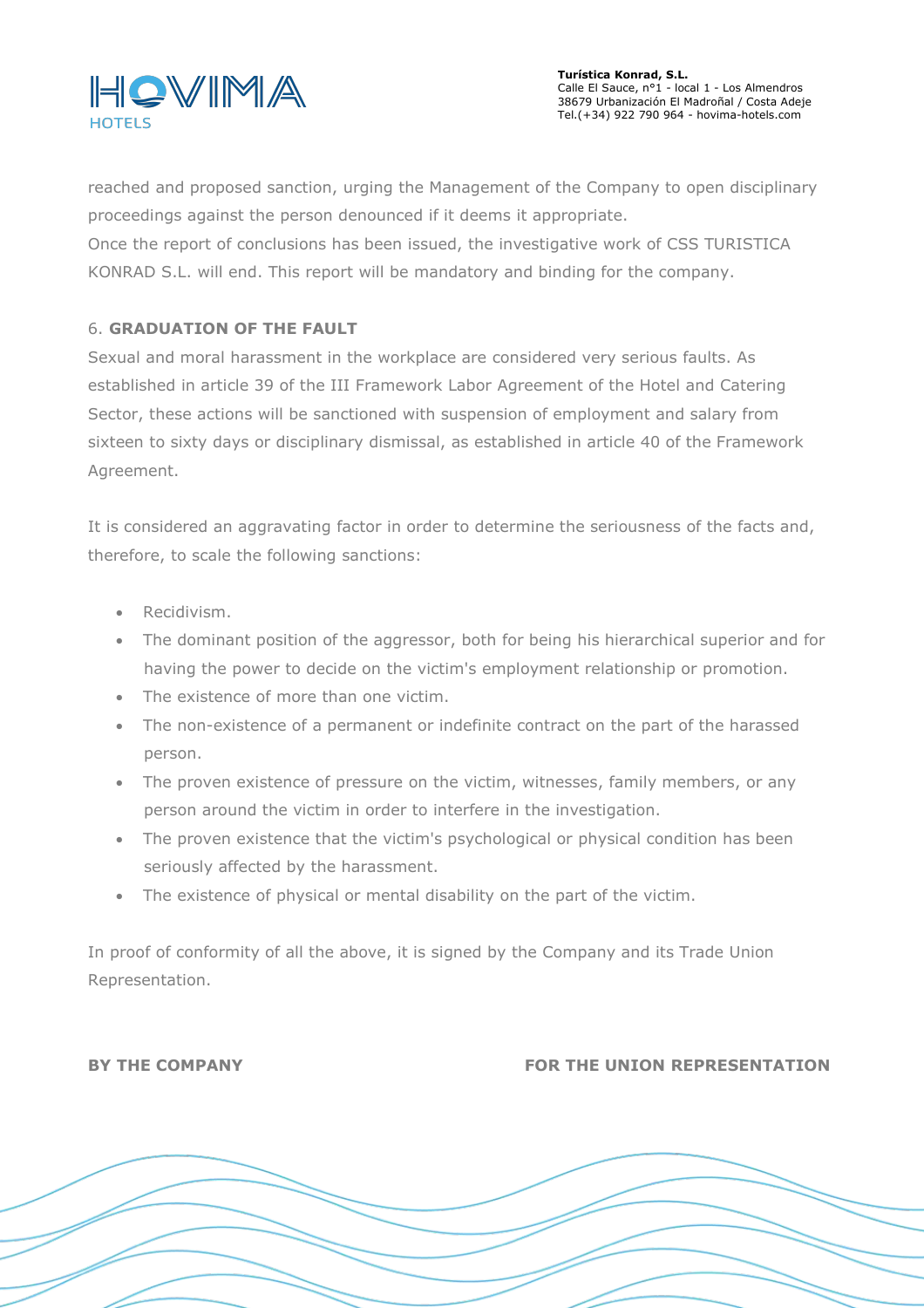reached and proposed sanction, urging the Management of the Company to open disciplinary proceedings against the person denounced if it deems it appropriate.
Once the report of conclusions has been issued, the investigative work of CSS TURISTICA KONRAD S.L. will end. This report will be mandatory and binding for the company.

## 6. **GRADUATION OF THE FAULT**

Sexual and moral harassment in the workplace are considered very serious faults. As established in article 39 of the III Framework Labor Agreement of the Hotel and Catering Sector, these actions will be sanctioned with suspension of employment and salary from sixteen to sixty days or disciplinary dismissal, as established in article 40 of the Framework Agreement.

It is considered an aggravating factor in order to determine the seriousness of the facts and, therefore, to scale the following sanctions:

- Recidivism.
- The dominant position of the aggressor, both for being his hierarchical superior and for having the power to decide on the victim's employment relationship or promotion.
- The existence of more than one victim.
- The non-existence of a permanent or indefinite contract on the part of the harassed person.
- The proven existence of pressure on the victim, witnesses, family members, or any person around the victim in order to interfere in the investigation.
- The proven existence that the victim's psychological or physical condition has been seriously affected by the harassment.
- The existence of physical or mental disability on the part of the victim.

In proof of conformity of all the above, it is signed by the Company and its Trade Union Representation.

**BY THE COMPANY** **FOR THE UNION REPRESENTATION**